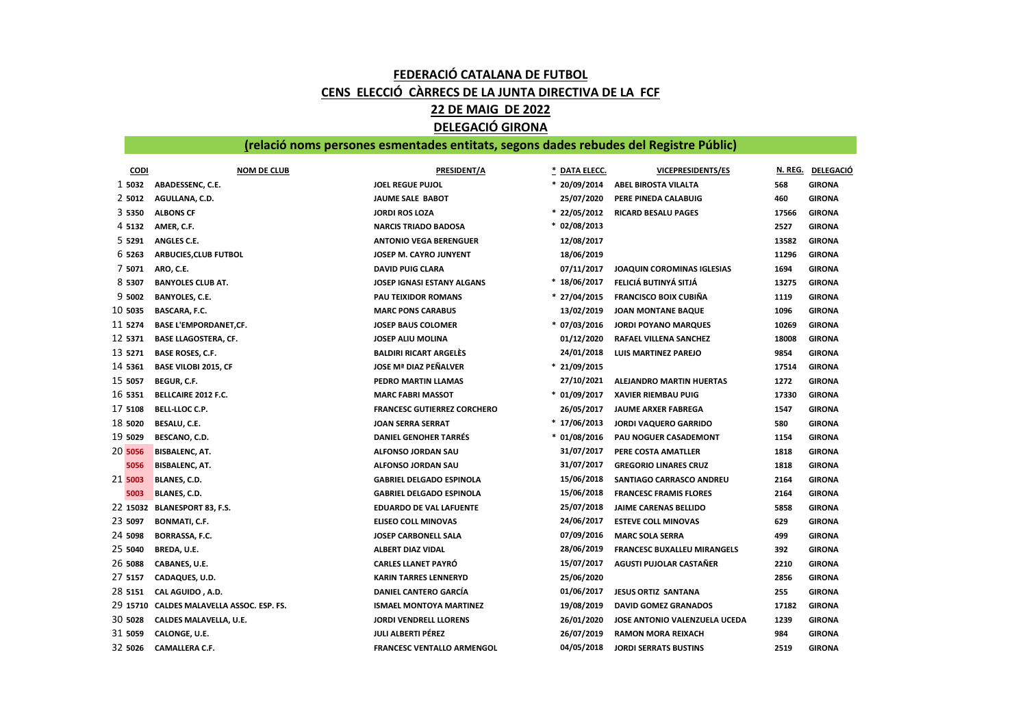# FEDERACIÓ CATALANA DE FUTBOL

## CENS ELECCIÓ CÀRRECS DE LA JUNTA DIRECTIVA DE LA FCF

## 22 DE MAIG DE 2022

## DELEGACIÓ GIRONA

**(relació noms persones esmentades entitats, segons dades rebudes del Registre Públic)**

| | CODI | NOM DE CLUB | PRESIDENT/A | * | DATA ELECC. | VICEPRESIDENTS/ES | N. REG. | DELEGACIÓ |
|---|---|---|---|---|---|---|---|---|
| 1 | 5032 | ABADESSENC, C.E. | JOEL REGUE PUJOL | * | 20/09/2014 | ABEL BIROSTA VILALTA | 568 | GIRONA |
| 2 | 5012 | AGULLANA, C.D. | JAUME SALE BABOT | | 25/07/2020 | PERE PINEDA CALABUIG | 460 | GIRONA |
| 3 | 5350 | ALBONS CF | JORDI ROS LOZA | * | 22/05/2012 | RICARD BESALU PAGES | 17566 | GIRONA |
| 4 | 5132 | AMER, C.F. | NARCIS TRIADO BADOSA | * | 02/08/2013 | | 2527 | GIRONA |
| 5 | 5291 | ANGLES C.E. | ANTONIO VEGA BERENGUER | | 12/08/2017 | | 13582 | GIRONA |
| 6 | 5263 | ARBUCIES,CLUB FUTBOL | JOSEP M. CAYRO JUNYENT | | 18/06/2019 | | 11296 | GIRONA |
| 7 | 5071 | ARO, C.E. | DAVID PUIG CLARA | | 07/11/2017 | JOAQUIN COROMINAS IGLESIAS | 1694 | GIRONA |
| 8 | 5307 | BANYOLES CLUB AT. | JOSEP IGNASI ESTANY ALGANS | * | 18/06/2017 | FELICIÁ BUTINYÁ SITJÁ | 13275 | GIRONA |
| 9 | 5002 | BANYOLES, C.E. | PAU TEIXIDOR ROMANS | * | 27/04/2015 | FRANCISCO BOIX CUBIÑA | 1119 | GIRONA |
| 10 | 5035 | BASCARA, F.C. | MARC PONS CARABUS | | 13/02/2019 | JOAN MONTANE BAQUE | 1096 | GIRONA |
| 11 | 5274 | BASE L'EMPORDANET,CF. | JOSEP BAUS COLOMER | * | 07/03/2016 | JORDI POYANO MARQUES | 10269 | GIRONA |
| 12 | 5371 | BASE LLAGOSTERA, CF. | JOSEP ALIU MOLINA | | 01/12/2020 | RAFAEL VILLENA SANCHEZ | 18008 | GIRONA |
| 13 | 5271 | BASE ROSES, C.F. | BALDIRI RICART ARGELÈS | | 24/01/2018 | LUIS MARTINEZ PAREJO | 9854 | GIRONA |
| 14 | 5361 | BASE VILOBI 2015, CF | JOSE Mª DIAZ PEÑALVER | * | 21/09/2015 | | 17514 | GIRONA |
| 15 | 5057 | BEGUR, C.F. | PEDRO MARTIN LLAMAS | | 27/10/2021 | ALEJANDRO MARTIN HUERTAS | 1272 | GIRONA |
| 16 | 5351 | BELLCAIRE 2012 F.C. | MARC FABRI MASSOT | * | 01/09/2017 | XAVIER RIEMBAU PUIG | 17330 | GIRONA |
| 17 | 5108 | BELL-LLOC C.P. | FRANCESC GUTIERREZ CORCHERO | | 26/05/2017 | JAUME ARXER FABREGA | 1547 | GIRONA |
| 18 | 5020 | BESALU, C.E. | JOAN SERRA SERRAT | * | 17/06/2013 | JORDI VAQUERO GARRIDO | 580 | GIRONA |
| 19 | 5029 | BESCANO, C.D. | DANIEL GENOHER TARRÉS | * | 01/08/2016 | PAU NOGUER CASADEMONT | 1154 | GIRONA |
| 20 | 5056 | BISBALENC, AT. | ALFONSO JORDAN SAU | | 31/07/2017 | PERE COSTA AMATLLER | 1818 | GIRONA |
| | 5056 | BISBALENC, AT. | ALFONSO JORDAN SAU | | 31/07/2017 | GREGORIO LINARES CRUZ | 1818 | GIRONA |
| 21 | 5003 | BLANES, C.D. | GABRIEL DELGADO ESPINOLA | | 15/06/2018 | SANTIAGO CARRASCO ANDREU | 2164 | GIRONA |
| | 5003 | BLANES, C.D. | GABRIEL DELGADO ESPINOLA | | 15/06/2018 | FRANCESC FRAMIS FLORES | 2164 | GIRONA |
| 22 | 15032 | BLANESPORT 83, F.S. | EDUARDO DE VAL LAFUENTE | | 25/07/2018 | JAIME CARENAS BELLIDO | 5858 | GIRONA |
| 23 | 5097 | BONMATI, C.F. | ELISEO COLL MINOVAS | | 24/06/2017 | ESTEVE COLL MINOVAS | 629 | GIRONA |
| 24 | 5098 | BORRASSA, F.C. | JOSEP CARBONELL SALA | | 07/09/2016 | MARC SOLA SERRA | 499 | GIRONA |
| 25 | 5040 | BREDA, U.E. | ALBERT DIAZ VIDAL | | 28/06/2019 | FRANCESC BUXALLEU MIRANGELS | 392 | GIRONA |
| 26 | 5088 | CABANES, U.E. | CARLES LLANET PAYRÓ | | 15/07/2017 | AGUSTI PUJOLAR CASTAÑER | 2210 | GIRONA |
| 27 | 5157 | CADAQUES, U.D. | KARIN TARRES LENNERYD | | 25/06/2020 | | 2856 | GIRONA |
| 28 | 5151 | CAL AGUIDO , A.D. | DANIEL CANTERO GARCÍA | | 01/06/2017 | JESUS ORTIZ SANTANA | 255 | GIRONA |
| 29 | 15710 | CALDES MALAVELLA ASSOC. ESP. FS. | ISMAEL MONTOYA MARTINEZ | | 19/08/2019 | DAVID GOMEZ GRANADOS | 17182 | GIRONA |
| 30 | 5028 | CALDES MALAVELLA, U.E. | JORDI VENDRELL LLORENS | | 26/01/2020 | JOSE ANTONIO VALENZUELA UCEDA | 1239 | GIRONA |
| 31 | 5059 | CALONGE, U.E. | JULI ALBERTI PÉREZ | | 26/07/2019 | RAMON MORA REIXACH | 984 | GIRONA |
| 32 | 5026 | CAMALLERA C.F. | FRANCESC VENTALLO ARMENGOL | | 04/05/2018 | JORDI SERRATS BUSTINS | 2519 | GIRONA |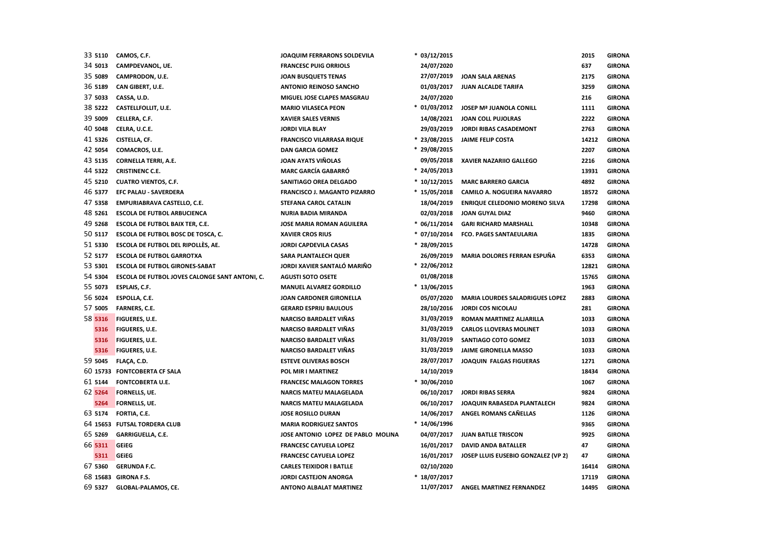| | | | | | | | |
|---|---|---|---|---|---|---|---|
| 33 | 5110 | CAMOS, C.F. | JOAQUIM FERRARONS SOLDEVILA | * 03/12/2015 | | 2015 | GIRONA |
| 34 | 5013 | CAMPDEVANOL, UE. | FRANCESC PUIG ORRIOLS | 24/07/2020 | | 637 | GIRONA |
| 35 | 5089 | CAMPRODON, U.E. | JOAN BUSQUETS TENAS | 27/07/2019 | JOAN SALA ARENAS | 2175 | GIRONA |
| 36 | 5189 | CAN GIBERT, U.E. | ANTONIO REINOSO SANCHO | 01/03/2017 | JUAN ALCALDE TARIFA | 3259 | GIRONA |
| 37 | 5033 | CASSA, U.D. | MIGUEL JOSE CLAPES MASGRAU | 24/07/2020 | | 216 | GIRONA |
| 38 | 5222 | CASTELLFOLLIT, U.E. | MARIO VILASECA PEON | * 01/03/2012 | JOSEP Mª JUANOLA CONILL | 1111 | GIRONA |
| 39 | 5009 | CELLERA, C.F. | XAVIER SALES VERNIS | 14/08/2021 | JOAN COLL PUJOLRAS | 2222 | GIRONA |
| 40 | 5048 | CELRA, U.C.E. | JORDI VILA BLAY | 29/03/2019 | JORDI RIBAS CASADEMONT | 2763 | GIRONA |
| 41 | 5326 | CISTELLA, CF. | FRANCISCO VILARRASA RIQUE | * 23/08/2015 | JAIME FELIP COSTA | 14212 | GIRONA |
| 42 | 5054 | COMACROS, U.E. | DAN GARCIA GOMEZ | * 29/08/2015 | | 2207 | GIRONA |
| 43 | 5135 | CORNELLA TERRI, A.E. | JOAN AYATS VIÑOLAS | 09/05/2018 | XAVIER NAZARIIO GALLEGO | 2216 | GIRONA |
| 44 | 5322 | CRISTINENC C.E. | MARC GARCÍA GABARRÓ | * 24/05/2013 | | 13931 | GIRONA |
| 45 | 5210 | CUATRO VIENTOS, C.F. | SANITIAGO OREA DELGADO | * 10/12/2015 | MARC BARRERO GARCIA | 4892 | GIRONA |
| 46 | 5377 | EFC PALAU - SAVERDERA | FRANCISCO J. MAGANTO PIZARRO | * 15/05/2018 | CAMILO A. NOGUEIRA NAVARRO | 18572 | GIRONA |
| 47 | 5358 | EMPURIABRAVA CASTELLO, C.E. | STEFANA CAROL CATALIN | 18/04/2019 | ENRIQUE CELEDONIO MORENO SILVA | 17298 | GIRONA |
| 48 | 5261 | ESCOLA DE FUTBOL ARBUCIENCA | NURIA BADIA MIRANDA | 02/03/2018 | JOAN GUYAL DIAZ | 9460 | GIRONA |
| 49 | 5268 | ESCOLA DE FUTBOL BAIX TER, C.E. | JOSE MARIA ROMAN AGUILERA | * 06/11/2014 | GARI RICHARD MARSHALL | 10348 | GIRONA |
| 50 | 5117 | ESCOLA DE FUTBOL BOSC DE TOSCA, C. | XAVIER CROS RIUS | * 07/10/2014 | FCO. PAGES SANTAEULARIA | 1835 | GIRONA |
| 51 | 5330 | ESCOLA DE FUTBOL DEL RIPOLLÈS, AE. | JORDI CAPDEVILA CASAS | * 28/09/2015 | | 14728 | GIRONA |
| 52 | 5177 | ESCOLA DE FUTBOL GARROTXA | SARA PLANTALECH QUER | 26/09/2019 | MARIA DOLORES FERRAN ESPUÑA | 6353 | GIRONA |
| 53 | 5301 | ESCOLA DE FUTBOL GIRONES-SABAT | JORDI XAVIER SANTALÓ MARIÑO | * 22/06/2012 | | 12821 | GIRONA |
| 54 | 5304 | ESCOLA DE FUTBOL JOVES CALONGE SANT ANTONI, C. | AGUSTI SOTO OSETE | 01/08/2018 | | 15765 | GIRONA |
| 55 | 5073 | ESPLAIS, C.F. | MANUEL ALVAREZ GORDILLO | * 13/06/2015 | | 1963 | GIRONA |
| 56 | 5024 | ESPOLLA, C.E. | JOAN CARDONER GIRONELLA | 05/07/2020 | MARIA LOURDES SALADRIGUES LOPEZ | 2883 | GIRONA |
| 57 | 5005 | FARNERS, C.E. | GERARD ESPRIU BAULOUS | 28/10/2016 | JORDI COS NICOLAU | 281 | GIRONA |
| 58 | 5316 | FIGUERES, U.E. | NARCISO BARDALET VIÑAS | 31/03/2019 | ROMAN MARTINEZ ALJARILLA | 1033 | GIRONA |
| | 5316 | FIGUERES, U.E. | NARCISO BARDALET VIÑAS | 31/03/2019 | CARLOS LLOVERAS MOLINET | 1033 | GIRONA |
| | 5316 | FIGUERES, U.E. | NARCISO BARDALET VIÑAS | 31/03/2019 | SANTIAGO COTO GOMEZ | 1033 | GIRONA |
| | 5316 | FIGUERES, U.E. | NARCISO BARDALET VIÑAS | 31/03/2019 | JAIME GIRONELLA MASSO | 1033 | GIRONA |
| 59 | 5045 | FLAÇA, C.D. | ESTEVE OLIVERAS BOSCH | 28/07/2017 | JOAQUIN FALGAS FIGUERAS | 1271 | GIRONA |
| 60 | 15733 | FONTCOBERTA CF SALA | POL MIR I MARTINEZ | 14/10/2019 | | 18434 | GIRONA |
| 61 | 5144 | FONTCOBERTA U.E. | FRANCESC MALAGON TORRES | * 30/06/2010 | | 1067 | GIRONA |
| 62 | 5264 | FORNELLS, UE. | NARCIS MATEU MALAGELADA | 06/10/2017 | JORDI RIBAS SERRA | 9824 | GIRONA |
| | 5264 | FORNELLS, UE. | NARCIS MATEU MALAGELADA | 06/10/2017 | JOAQUIN RABASEDA PLANTALECH | 9824 | GIRONA |
| 63 | 5174 | FORTIA, C.E. | JOSE ROSILLO DURAN | 14/06/2017 | ANGEL ROMANS CAÑELLAS | 1126 | GIRONA |
| 64 | 15653 | FUTSAL TORDERA CLUB | MARIA RODRIGUEZ SANTOS | * 14/06/1996 | | 9365 | GIRONA |
| 65 | 5269 | GARRIGUELLA, C.E. | JOSE ANTONIO LOPEZ DE PABLO MOLINA | 04/07/2017 | JUAN BATLLE TRISCON | 9925 | GIRONA |
| 66 | 5311 | GEiEG | FRANCESC CAYUELA LOPEZ | 16/01/2017 | DAVID ANDA BATALLER | 47 | GIRONA |
| | 5311 | GEiEG | FRANCESC CAYUELA LOPEZ | 16/01/2017 | JOSEP LLUIS EUSEBIO GONZALEZ (VP 2) | 47 | GIRONA |
| 67 | 5360 | GERUNDA F.C. | CARLES TEIXIDOR I BATLLE | 02/10/2020 | | 16414 | GIRONA |
| 68 | 15683 | GIRONA F.S. | JORDI CASTEJON ANORGA | * 18/07/2017 | | 17119 | GIRONA |
| 69 | 5327 | GLOBAL-PALAMOS, CE. | ANTONO ALBALAT MARTINEZ | 11/07/2017 | ANGEL MARTINEZ FERNANDEZ | 14495 | GIRONA |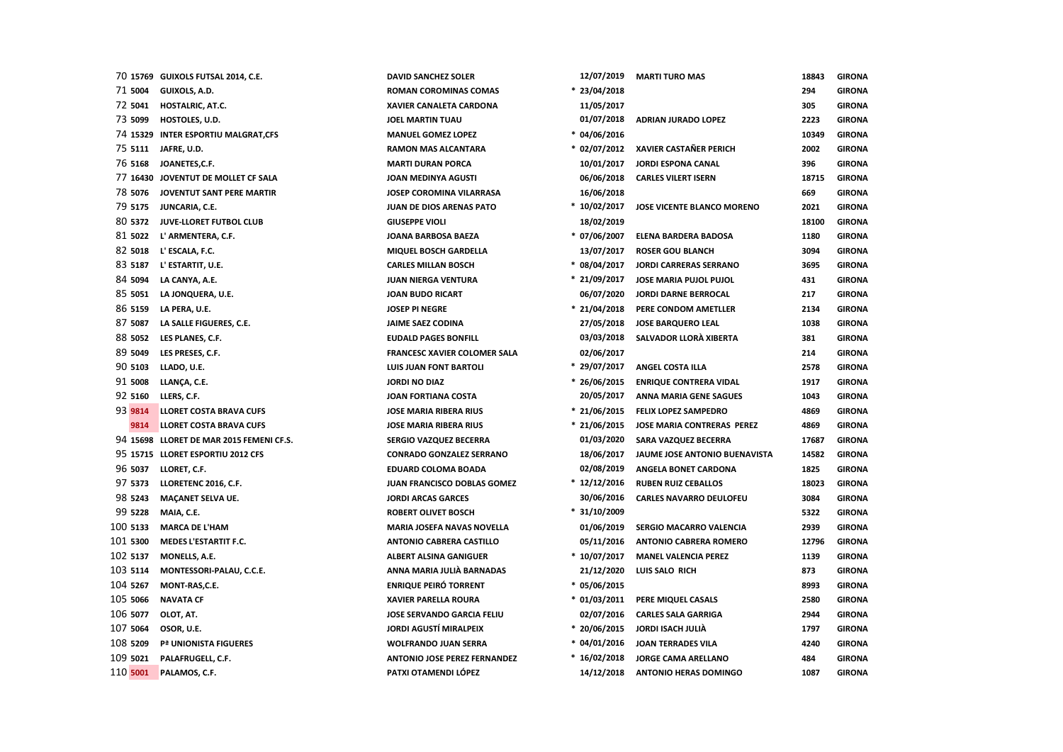| | | | | | | | |
|---|---|---|---|---|---|---|---|
| 70 | 15769 | GUIXOLS FUTSAL 2014, C.E. | DAVID SANCHEZ SOLER | 12/07/2019 | MARTI TURO MAS | 18843 | GIRONA |
| 71 | 5004 | GUIXOLS, A.D. | ROMAN COROMINAS COMAS | * 23/04/2018 | | 294 | GIRONA |
| 72 | 5041 | HOSTALRIC, AT.C. | XAVIER CANALETA CARDONA | 11/05/2017 | | 305 | GIRONA |
| 73 | 5099 | HOSTOLES, U.D. | JOEL MARTIN TUAU | 01/07/2018 | ADRIAN JURADO LOPEZ | 2223 | GIRONA |
| 74 | 15329 | INTER ESPORTIU MALGRAT,CFS | MANUEL GOMEZ LOPEZ | * 04/06/2016 | | 10349 | GIRONA |
| 75 | 5111 | JAFRE, U.D. | RAMON MAS ALCANTARA | * 02/07/2012 | XAVIER CASTAÑER PERICH | 2002 | GIRONA |
| 76 | 5168 | JOANETES,C.F. | MARTI DURAN PORCA | 10/01/2017 | JORDI ESPONA CANAL | 396 | GIRONA |
| 77 | 16430 | JOVENTUT DE MOLLET CF SALA | JOAN MEDINYA AGUSTI | 06/06/2018 | CARLES VILERT ISERN | 18715 | GIRONA |
| 78 | 5076 | JOVENTUT SANT PERE MARTIR | JOSEP COROMINA VILARRASA | 16/06/2018 | | 669 | GIRONA |
| 79 | 5175 | JUNCARIA, C.E. | JUAN DE DIOS ARENAS PATO | * 10/02/2017 | JOSE VICENTE BLANCO MORENO | 2021 | GIRONA |
| 80 | 5372 | JUVE-LLORET FUTBOL CLUB | GIUSEPPE VIOLI | 18/02/2019 | | 18100 | GIRONA |
| 81 | 5022 | L' ARMENTERA, C.F. | JOANA BARBOSA BAEZA | * 07/06/2007 | ELENA BARDERA BADOSA | 1180 | GIRONA |
| 82 | 5018 | L' ESCALA, F.C. | MIQUEL BOSCH GARDELLA | 13/07/2017 | ROSER GOU BLANCH | 3094 | GIRONA |
| 83 | 5187 | L' ESTARTIT, U.E. | CARLES MILLAN BOSCH | * 08/04/2017 | JORDI CARRERAS SERRANO | 3695 | GIRONA |
| 84 | 5094 | LA CANYA, A.E. | JUAN NIERGA VENTURA | * 21/09/2017 | JOSE MARIA PUJOL PUJOL | 431 | GIRONA |
| 85 | 5051 | LA JONQUERA, U.E. | JOAN BUDO RICART | 06/07/2020 | JORDI DARNE BERROCAL | 217 | GIRONA |
| 86 | 5159 | LA PERA, U.E. | JOSEP PI NEGRE | * 21/04/2018 | PERE CONDOM AMETLLER | 2134 | GIRONA |
| 87 | 5087 | LA SALLE FIGUERES, C.E. | JAIME SAEZ CODINA | 27/05/2018 | JOSE BARQUERO LEAL | 1038 | GIRONA |
| 88 | 5052 | LES PLANES, C.F. | EUDALD PAGES BONFILL | 03/03/2018 | SALVADOR LLORÀ XIBERTA | 381 | GIRONA |
| 89 | 5049 | LES PRESES, C.F. | FRANCESC XAVIER COLOMER SALA | 02/06/2017 | | 214 | GIRONA |
| 90 | 5103 | LLADO, U.E. | LUIS JUAN FONT BARTOLI | * 29/07/2017 | ANGEL COSTA ILLA | 2578 | GIRONA |
| 91 | 5008 | LLANÇA, C.E. | JORDI NO DIAZ | * 26/06/2015 | ENRIQUE CONTRERA VIDAL | 1917 | GIRONA |
| 92 | 5160 | LLERS, C.F. | JOAN FORTIANA COSTA | 20/05/2017 | ANNA MARIA GENE SAGUES | 1043 | GIRONA |
| 93 | 9814 | LLORET COSTA BRAVA CUFS | JOSE MARIA RIBERA RIUS | * 21/06/2015 | FELIX LOPEZ SAMPEDRO | 4869 | GIRONA |
| | 9814 | LLORET COSTA BRAVA CUFS | JOSE MARIA RIBERA RIUS | * 21/06/2015 | JOSE MARIA CONTRERAS PEREZ | 4869 | GIRONA |
| 94 | 15698 | LLORET DE MAR 2015 FEMENI CF.S. | SERGIO VAZQUEZ BECERRA | 01/03/2020 | SARA VAZQUEZ BECERRA | 17687 | GIRONA |
| 95 | 15715 | LLORET ESPORTIU 2012 CFS | CONRADO GONZALEZ SERRANO | 18/06/2017 | JAUME JOSE ANTONIO BUENAVISTA | 14582 | GIRONA |
| 96 | 5037 | LLORET, C.F. | EDUARD COLOMA BOADA | 02/08/2019 | ANGELA BONET CARDONA | 1825 | GIRONA |
| 97 | 5373 | LLORETENC 2016, C.F. | JUAN FRANCISCO DOBLAS GOMEZ | * 12/12/2016 | RUBEN RUIZ CEBALLOS | 18023 | GIRONA |
| 98 | 5243 | MAÇANET SELVA UE. | JORDI ARCAS GARCES | 30/06/2016 | CARLES NAVARRO DEULOFEU | 3084 | GIRONA |
| 99 | 5228 | MAIA, C.E. | ROBERT OLIVET BOSCH | * 31/10/2009 | | 5322 | GIRONA |
| 100 | 5133 | MARCA DE L'HAM | MARIA JOSEFA NAVAS NOVELLA | 01/06/2019 | SERGIO MACARRO VALENCIA | 2939 | GIRONA |
| 101 | 5300 | MEDES L'ESTARTIT F.C. | ANTONIO CABRERA CASTILLO | 05/11/2016 | ANTONIO CABRERA ROMERO | 12796 | GIRONA |
| 102 | 5137 | MONELLS, A.E. | ALBERT ALSINA GANIGUER | * 10/07/2017 | MANEL VALENCIA PEREZ | 1139 | GIRONA |
| 103 | 5114 | MONTESSORI-PALAU, C.C.E. | ANNA MARIA JULIÀ BARNADAS | 21/12/2020 | LUIS SALO RICH | 873 | GIRONA |
| 104 | 5267 | MONT-RAS,C.E. | ENRIQUE PEIRÓ TORRENT | * 05/06/2015 | | 8993 | GIRONA |
| 105 | 5066 | NAVATA CF | XAVIER PARELLA ROURA | * 01/03/2011 | PERE MIQUEL CASALS | 2580 | GIRONA |
| 106 | 5077 | OLOT, AT. | JOSE SERVANDO GARCIA FELIU | 02/07/2016 | CARLES SALA GARRIGA | 2944 | GIRONA |
| 107 | 5064 | OSOR, U.E. | JORDI AGUSTÍ MIRALPEIX | * 20/06/2015 | JORDI ISACH JULIÀ | 1797 | GIRONA |
| 108 | 5209 | Pª UNIONISTA FIGUERES | WOLFRANDO JUAN SERRA | * 04/01/2016 | JOAN TERRADES VILA | 4240 | GIRONA |
| 109 | 5021 | PALAFRUGELL, C.F. | ANTONIO JOSE PEREZ FERNANDEZ | * 16/02/2018 | JORGE CAMA ARELLANO | 484 | GIRONA |
| 110 | 5001 | PALAMOS, C.F. | PATXI OTAMENDI LÓPEZ | 14/12/2018 | ANTONIO HERAS DOMINGO | 1087 | GIRONA |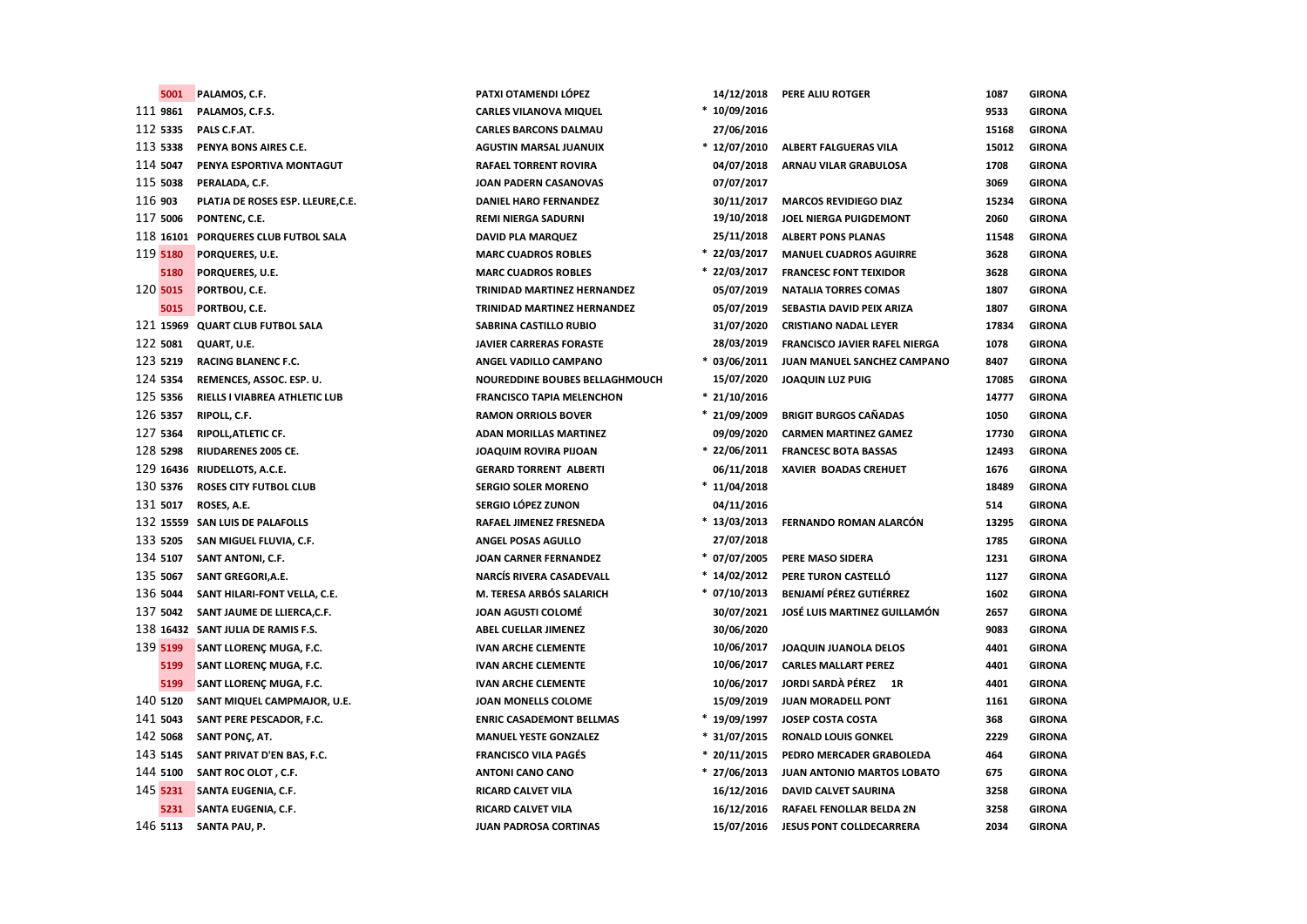| | | | | | | | |
|---|---|---|---|---|---|---|---|
| | 5001 | PALAMOS, C.F. | PATXI OTAMENDI LÓPEZ | 14/12/2018 | PERE ALIU ROTGER | 1087 | GIRONA |
| 111 | 9861 | PALAMOS, C.F.S. | CARLES VILANOVA MIQUEL | * 10/09/2016 | | 9533 | GIRONA |
| 112 | 5335 | PALS C.F.AT. | CARLES BARCONS DALMAU | 27/06/2016 | | 15168 | GIRONA |
| 113 | 5338 | PENYA BONS AIRES C.E. | AGUSTIN MARSAL JUANUIX | * 12/07/2010 | ALBERT FALGUERAS VILA | 15012 | GIRONA |
| 114 | 5047 | PENYA ESPORTIVA MONTAGUT | RAFAEL TORRENT ROVIRA | 04/07/2018 | ARNAU VILAR GRABULOSA | 1708 | GIRONA |
| 115 | 5038 | PERALADA, C.F. | JOAN PADERN CASANOVAS | 07/07/2017 | | 3069 | GIRONA |
| 116 | 903 | PLATJA DE ROSES ESP. LLEURE,C.E. | DANIEL HARO FERNANDEZ | 30/11/2017 | MARCOS REVIDIEGO DIAZ | 15234 | GIRONA |
| 117 | 5006 | PONTENC, C.E. | REMI NIERGA SADURNI | 19/10/2018 | JOEL NIERGA PUIGDEMONT | 2060 | GIRONA |
| 118 | 16101 | PORQUERES CLUB FUTBOL SALA | DAVID PLA MARQUEZ | 25/11/2018 | ALBERT PONS PLANAS | 11548 | GIRONA |
| 119 | 5180 | PORQUERES, U.E. | MARC CUADROS ROBLES | * 22/03/2017 | MANUEL CUADROS AGUIRRE | 3628 | GIRONA |
| | 5180 | PORQUERES, U.E. | MARC CUADROS ROBLES | * 22/03/2017 | FRANCESC FONT TEIXIDOR | 3628 | GIRONA |
| 120 | 5015 | PORTBOU, C.E. | TRINIDAD MARTINEZ HERNANDEZ | 05/07/2019 | NATALIA TORRES COMAS | 1807 | GIRONA |
| | 5015 | PORTBOU, C.E. | TRINIDAD MARTINEZ HERNANDEZ | 05/07/2019 | SEBASTIA DAVID PEIX ARIZA | 1807 | GIRONA |
| 121 | 15969 | QUART CLUB FUTBOL SALA | SABRINA CASTILLO RUBIO | 31/07/2020 | CRISTIANO NADAL LEYER | 17834 | GIRONA |
| 122 | 5081 | QUART, U.E. | JAVIER CARRERAS FORASTE | 28/03/2019 | FRANCISCO JAVIER RAFEL NIERGA | 1078 | GIRONA |
| 123 | 5219 | RACING BLANENC F.C. | ANGEL VADILLO CAMPANO | * 03/06/2011 | JUAN MANUEL SANCHEZ CAMPANO | 8407 | GIRONA |
| 124 | 5354 | REMENCES, ASSOC. ESP. U. | NOUREDDINE BOUBES BELLAGHMOUCH | 15/07/2020 | JOAQUIN LUZ PUIG | 17085 | GIRONA |
| 125 | 5356 | RIELLS I VIABREA ATHLETIC LUB | FRANCISCO TAPIA MELENCHON | * 21/10/2016 | | 14777 | GIRONA |
| 126 | 5357 | RIPOLL, C.F. | RAMON ORRIOLS BOVER | * 21/09/2009 | BRIGIT BURGOS CAÑADAS | 1050 | GIRONA |
| 127 | 5364 | RIPOLL,ATLETIC CF. | ADAN MORILLAS MARTINEZ | 09/09/2020 | CARMEN MARTINEZ GAMEZ | 17730 | GIRONA |
| 128 | 5298 | RIUDARENES 2005 CE. | JOAQUIM ROVIRA PIJOAN | * 22/06/2011 | FRANCESC BOTA BASSAS | 12493 | GIRONA |
| 129 | 16436 | RIUDELLOTS, A.C.E. | GERARD TORRENT ALBERTI | 06/11/2018 | XAVIER BOADAS CREHUET | 1676 | GIRONA |
| 130 | 5376 | ROSES CITY FUTBOL CLUB | SERGIO SOLER MORENO | * 11/04/2018 | | 18489 | GIRONA |
| 131 | 5017 | ROSES, A.E. | SERGIO LÓPEZ ZUNON | 04/11/2016 | | 514 | GIRONA |
| 132 | 15559 | SAN LUIS DE PALAFOLLS | RAFAEL JIMENEZ FRESNEDA | * 13/03/2013 | FERNANDO ROMAN ALARCÓN | 13295 | GIRONA |
| 133 | 5205 | SAN MIGUEL FLUVIA, C.F. | ANGEL POSAS AGULLO | 27/07/2018 | | 1785 | GIRONA |
| 134 | 5107 | SANT ANTONI, C.F. | JOAN CARNER FERNANDEZ | * 07/07/2005 | PERE MASO SIDERA | 1231 | GIRONA |
| 135 | 5067 | SANT GREGORI,A.E. | NARCÍS RIVERA CASADEVALL | * 14/02/2012 | PERE TURON CASTELLÓ | 1127 | GIRONA |
| 136 | 5044 | SANT HILARI-FONT VELLA, C.E. | M. TERESA ARBÓS SALARICH | * 07/10/2013 | BENJAMÍ PÉREZ GUTIÉRREZ | 1602 | GIRONA |
| 137 | 5042 | SANT JAUME DE LLIERCA,C.F. | JOAN AGUSTI COLOMÉ | 30/07/2021 | JOSÉ LUIS MARTINEZ GUILLAMÓN | 2657 | GIRONA |
| 138 | 16432 | SANT JULIA DE RAMIS F.S. | ABEL CUELLAR JIMENEZ | 30/06/2020 | | 9083 | GIRONA |
| 139 | 5199 | SANT LLORENÇ MUGA, F.C. | IVAN ARCHE CLEMENTE | 10/06/2017 | JOAQUIN JUANOLA DELOS | 4401 | GIRONA |
| | 5199 | SANT LLORENÇ MUGA, F.C. | IVAN ARCHE CLEMENTE | 10/06/2017 | CARLES MALLART PEREZ | 4401 | GIRONA |
| | 5199 | SANT LLORENÇ MUGA, F.C. | IVAN ARCHE CLEMENTE | 10/06/2017 | JORDI SARDÀ PÉREZ 1R | 4401 | GIRONA |
| 140 | 5120 | SANT MIQUEL CAMPMAJOR, U.E. | JOAN MONELLS COLOME | 15/09/2019 | JUAN MORADELL PONT | 1161 | GIRONA |
| 141 | 5043 | SANT PERE PESCADOR, F.C. | ENRIC CASADEMONT BELLMAS | * 19/09/1997 | JOSEP COSTA COSTA | 368 | GIRONA |
| 142 | 5068 | SANT PONÇ, AT. | MANUEL YESTE GONZALEZ | * 31/07/2015 | RONALD LOUIS GONKEL | 2229 | GIRONA |
| 143 | 5145 | SANT PRIVAT D'EN BAS, F.C. | FRANCISCO VILA PAGÉS | * 20/11/2015 | PEDRO MERCADER GRABOLEDA | 464 | GIRONA |
| 144 | 5100 | SANT ROC OLOT , C.F. | ANTONI CANO CANO | * 27/06/2013 | JUAN ANTONIO MARTOS LOBATO | 675 | GIRONA |
| 145 | 5231 | SANTA EUGENIA, C.F. | RICARD CALVET VILA | 16/12/2016 | DAVID CALVET SAURINA | 3258 | GIRONA |
| | 5231 | SANTA EUGENIA, C.F. | RICARD CALVET VILA | 16/12/2016 | RAFAEL FENOLLAR BELDA 2N | 3258 | GIRONA |
| 146 | 5113 | SANTA PAU, P. | JUAN PADROSA CORTINAS | 15/07/2016 | JESUS PONT COLLDECARRERA | 2034 | GIRONA |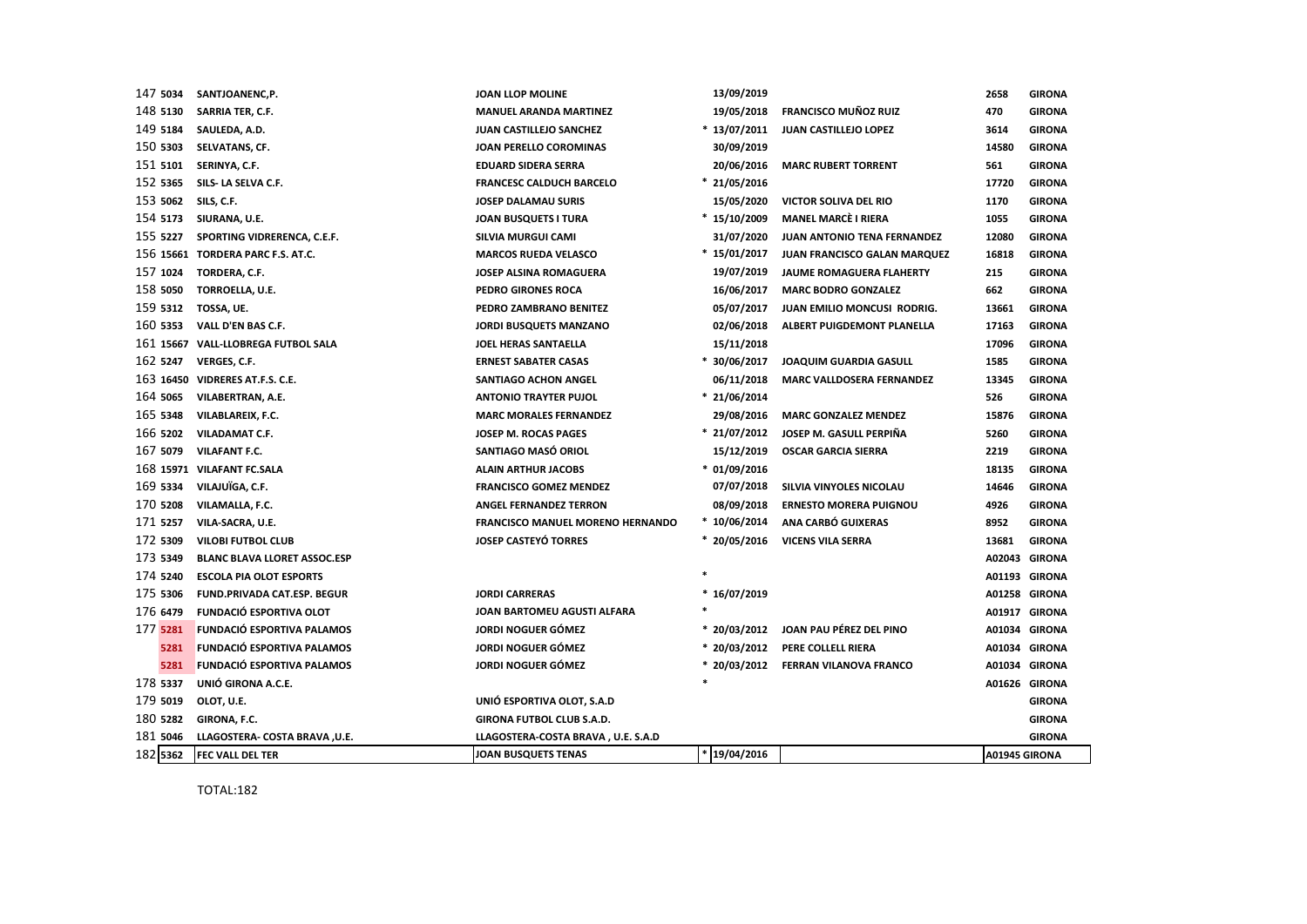| | | | | | | | |
|---|---|---|---|---|---|---|---|
| 147 | **5034** | **SANTJOANENC,P.** | **JOAN LLOP MOLINE** | **13/09/2019** | | **2658** | **GIRONA** |
| 148 | **5130** | **SARRIA TER, C.F.** | **MANUEL ARANDA MARTINEZ** | **19/05/2018** | **FRANCISCO MUÑOZ RUIZ** | **470** | **GIRONA** |
| 149 | **5184** | **SAULEDA, A.D.** | **JUAN CASTILLEJO SANCHEZ** | **\* 13/07/2011** | **JUAN CASTILLEJO LOPEZ** | **3614** | **GIRONA** |
| 150 | **5303** | **SELVATANS, CF.** | **JOAN PERELLO COROMINAS** | **30/09/2019** | | **14580** | **GIRONA** |
| 151 | **5101** | **SERINYA, C.F.** | **EDUARD SIDERA SERRA** | **20/06/2016** | **MARC RUBERT TORRENT** | **561** | **GIRONA** |
| 152 | **5365** | **SILS- LA SELVA C.F.** | **FRANCESC CALDUCH BARCELO** | **\* 21/05/2016** | | **17720** | **GIRONA** |
| 153 | **5062** | **SILS, C.F.** | **JOSEP DALAMAU SURIS** | **15/05/2020** | **VICTOR SOLIVA DEL RIO** | **1170** | **GIRONA** |
| 154 | **5173** | **SIURANA, U.E.** | **JOAN BUSQUETS I TURA** | **\* 15/10/2009** | **MANEL MARCÈ I RIERA** | **1055** | **GIRONA** |
| 155 | **5227** | **SPORTING VIDRERENCA, C.E.F.** | **SILVIA MURGUI CAMI** | **31/07/2020** | **JUAN ANTONIO TENA FERNANDEZ** | **12080** | **GIRONA** |
| 156 | **15661** | **TORDERA PARC F.S. AT.C.** | **MARCOS RUEDA VELASCO** | **\* 15/01/2017** | **JUAN FRANCISCO GALAN MARQUEZ** | **16818** | **GIRONA** |
| 157 | **1024** | **TORDERA, C.F.** | **JOSEP ALSINA ROMAGUERA** | **19/07/2019** | **JAUME ROMAGUERA FLAHERTY** | **215** | **GIRONA** |
| 158 | **5050** | **TORROELLA, U.E.** | **PEDRO GIRONES ROCA** | **16/06/2017** | **MARC BODRO GONZALEZ** | **662** | **GIRONA** |
| 159 | **5312** | **TOSSA, UE.** | **PEDRO ZAMBRANO BENITEZ** | **05/07/2017** | **JUAN EMILIO MONCUSI RODRIG.** | **13661** | **GIRONA** |
| 160 | **5353** | **VALL D'EN BAS C.F.** | **JORDI BUSQUETS MANZANO** | **02/06/2018** | **ALBERT PUIGDEMONT PLANELLA** | **17163** | **GIRONA** |
| 161 | **15667** | **VALL-LLOBREGA FUTBOL SALA** | **JOEL HERAS SANTAELLA** | **15/11/2018** | | **17096** | **GIRONA** |
| 162 | **5247** | **VERGES, C.F.** | **ERNEST SABATER CASAS** | **\* 30/06/2017** | **JOAQUIM GUARDIA GASULL** | **1585** | **GIRONA** |
| 163 | **16450** | **VIDRERES AT.F.S. C.E.** | **SANTIAGO ACHON ANGEL** | **06/11/2018** | **MARC VALLDOSERA FERNANDEZ** | **13345** | **GIRONA** |
| 164 | **5065** | **VILABERTRAN, A.E.** | **ANTONIO TRAYTER PUJOL** | **\* 21/06/2014** | | **526** | **GIRONA** |
| 165 | **5348** | **VILABLAREIX, F.C.** | **MARC MORALES FERNANDEZ** | **29/08/2016** | **MARC GONZALEZ MENDEZ** | **15876** | **GIRONA** |
| 166 | **5202** | **VILADAMAT C.F.** | **JOSEP M. ROCAS PAGES** | **\* 21/07/2012** | **JOSEP M. GASULL PERPIÑA** | **5260** | **GIRONA** |
| 167 | **5079** | **VILAFANT F.C.** | **SANTIAGO MASÓ ORIOL** | **15/12/2019** | **OSCAR GARCIA SIERRA** | **2219** | **GIRONA** |
| 168 | **15971** | **VILAFANT FC.SALA** | **ALAIN ARTHUR JACOBS** | **\* 01/09/2016** | | **18135** | **GIRONA** |
| 169 | **5334** | **VILAJUÏGA, C.F.** | **FRANCISCO GOMEZ MENDEZ** | **07/07/2018** | **SILVIA VINYOLES NICOLAU** | **14646** | **GIRONA** |
| 170 | **5208** | **VILAMALLA, F.C.** | **ANGEL FERNANDEZ TERRON** | **08/09/2018** | **ERNESTO MORERA PUIGNOU** | **4926** | **GIRONA** |
| 171 | **5257** | **VILA-SACRA, U.E.** | **FRANCISCO MANUEL MORENO HERNANDO** | **\* 10/06/2014** | **ANA CARBÓ GUIXERAS** | **8952** | **GIRONA** |
| 172 | **5309** | **VILOBI FUTBOL CLUB** | **JOSEP CASTEYÓ TORRES** | **\* 20/05/2016** | **VICENS VILA SERRA** | **13681** | **GIRONA** |
| 173 | **5349** | **BLANC BLAVA LLORET ASSOC.ESP** | | | | **A02043** | **GIRONA** |
| 174 | **5240** | **ESCOLA PIA OLOT ESPORTS** | | **\*** | | **A01193** | **GIRONA** |
| 175 | **5306** | **FUND.PRIVADA CAT.ESP. BEGUR** | **JORDI CARRERAS** | **\* 16/07/2019** | | **A01258** | **GIRONA** |
| 176 | **6479** | **FUNDACIÓ ESPORTIVA OLOT** | **JOAN BARTOMEU AGUSTI ALFARA** | **\*** | | **A01917** | **GIRONA** |
| 177 | **5281** | **FUNDACIÓ ESPORTIVA PALAMOS** | **JORDI NOGUER GÓMEZ** | **\* 20/03/2012** | **JOAN PAU PÉREZ DEL PINO** | **A01034** | **GIRONA** |
| | **5281** | **FUNDACIÓ ESPORTIVA PALAMOS** | **JORDI NOGUER GÓMEZ** | **\* 20/03/2012** | **PERE COLLELL RIERA** | **A01034** | **GIRONA** |
| | **5281** | **FUNDACIÓ ESPORTIVA PALAMOS** | **JORDI NOGUER GÓMEZ** | **\* 20/03/2012** | **FERRAN VILANOVA FRANCO** | **A01034** | **GIRONA** |
| 178 | **5337** | **UNIÓ GIRONA A.C.E.** | | **\*** | | **A01626** | **GIRONA** |
| 179 | **5019** | **OLOT, U.E.** | **UNIÓ ESPORTIVA OLOT, S.A.D** | | | | **GIRONA** |
| 180 | **5282** | **GIRONA, F.C.** | **GIRONA FUTBOL CLUB S.A.D.** | | | | **GIRONA** |
| 181 | **5046** | **LLAGOSTERA- COSTA BRAVA ,U.E.** | **LLAGOSTERA-COSTA BRAVA , U.E. S.A.D** | | | | **GIRONA** |
| 182 | **5362** | **FEC VALL DEL TER** | **JOAN BUSQUETS TENAS** | **\* 19/04/2016** | | **A01945** | **GIRONA** |

TOTAL:182